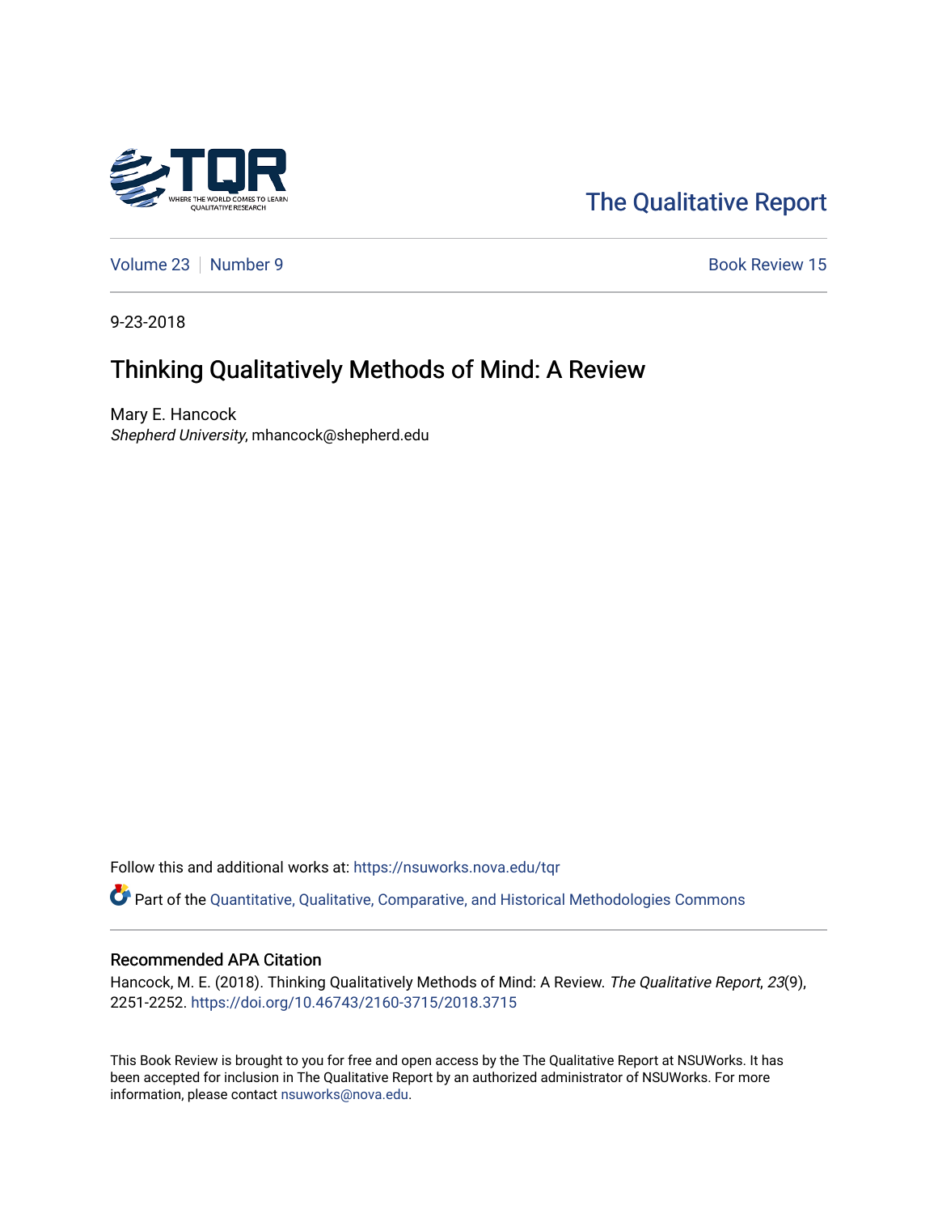The Qualitative Report

Volume 23 | Number 9 | Book Review 15

9-23-2018

# Thinking Qualitatively Methods of Mind: A Review

Mary E. Hancock
*Shepherd University*, mhancock@shepherd.edu

Follow this and additional works at: https://nsuworks.nova.edu/tqr

Part of the Quantitative, Qualitative, Comparative, and Historical Methodologies Commons

## Recommended APA Citation

Hancock, M. E. (2018). Thinking Qualitatively Methods of Mind: A Review. *The Qualitative Report*, *23*(9), 2251-2252. https://doi.org/10.46743/2160-3715/2018.3715

This Book Review is brought to you for free and open access by the The Qualitative Report at NSUWorks. It has been accepted for inclusion in The Qualitative Report by an authorized administrator of NSUWorks. For more information, please contact nsuworks@nova.edu.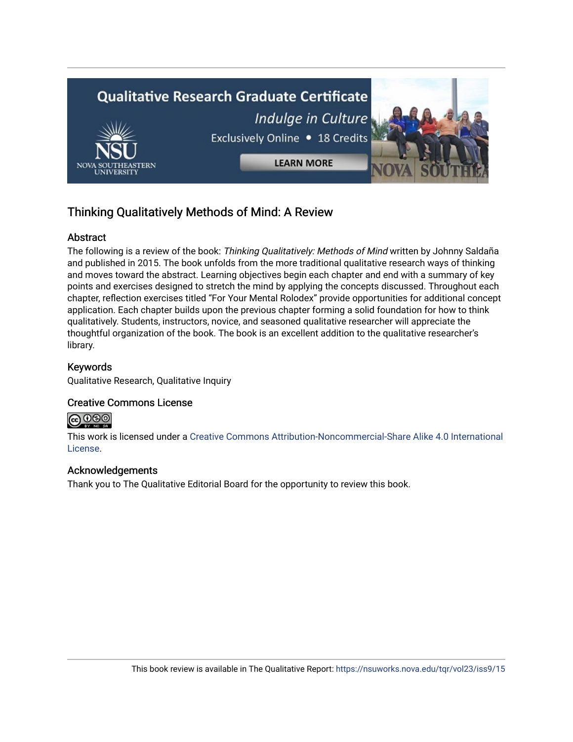## Thinking Qualitatively Methods of Mind: A Review

### Abstract

The following is a review of the book: *Thinking Qualitatively: Methods of Mind* written by Johnny Saldaña and published in 2015. The book unfolds from the more traditional qualitative research ways of thinking and moves toward the abstract. Learning objectives begin each chapter and end with a summary of key points and exercises designed to stretch the mind by applying the concepts discussed. Throughout each chapter, reflection exercises titled "For Your Mental Rolodex" provide opportunities for additional concept application. Each chapter builds upon the previous chapter forming a solid foundation for how to think qualitatively. Students, instructors, novice, and seasoned qualitative researcher will appreciate the thoughtful organization of the book. The book is an excellent addition to the qualitative researcher's library.

### Keywords

Qualitative Research, Qualitative Inquiry

### Creative Commons License

This work is licensed under a Creative Commons Attribution-Noncommercial-Share Alike 4.0 International License.

### Acknowledgements

Thank you to The Qualitative Editorial Board for the opportunity to review this book.

This book review is available in The Qualitative Report: https://nsuworks.nova.edu/tqr/vol23/iss9/15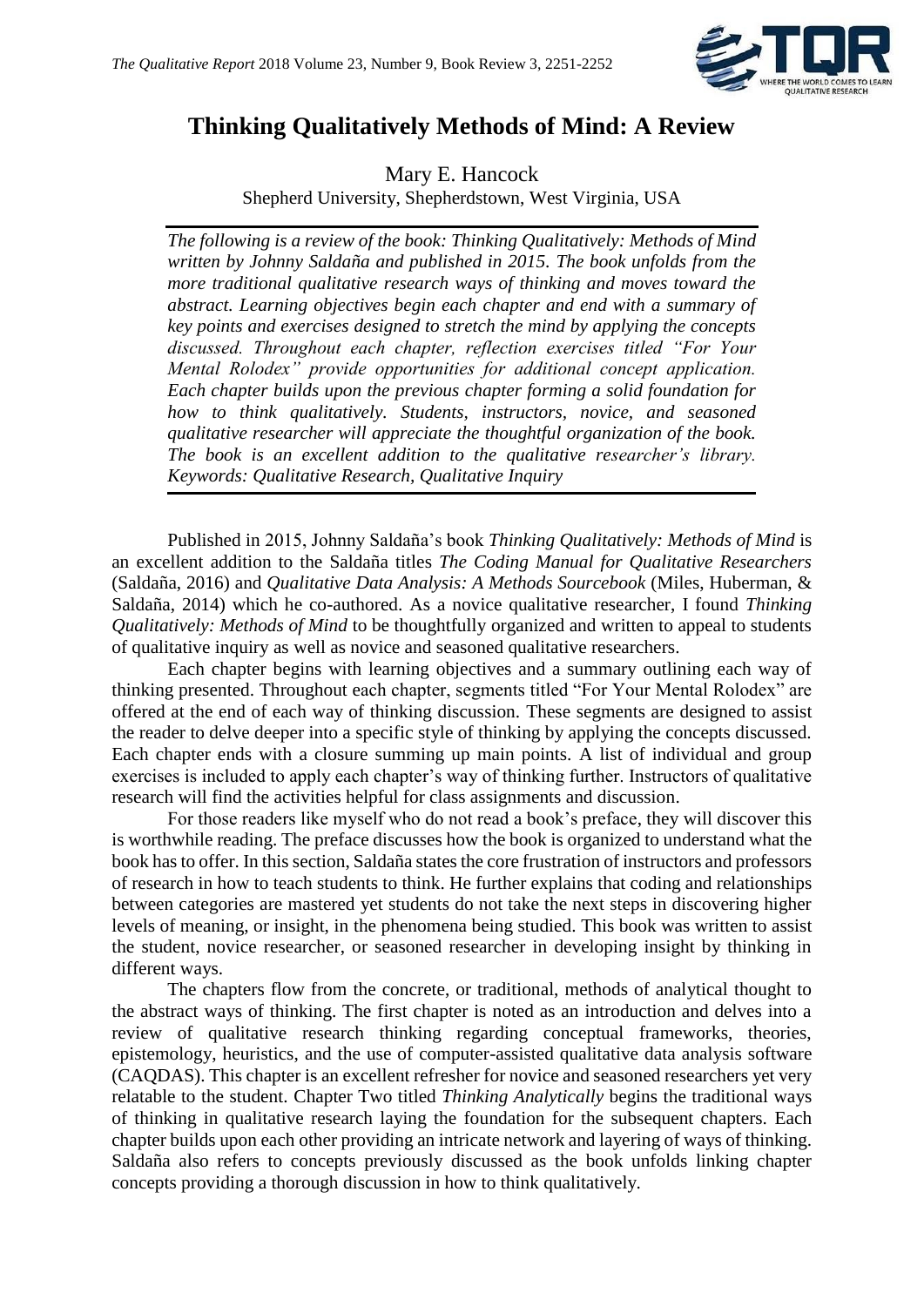# Thinking Qualitatively Methods of Mind: A Review

Mary E. Hancock
Shepherd University, Shepherdstown, West Virginia, USA

*The following is a review of the book: Thinking Qualitatively: Methods of Mind written by Johnny Saldaña and published in 2015. The book unfolds from the more traditional qualitative research ways of thinking and moves toward the abstract. Learning objectives begin each chapter and end with a summary of key points and exercises designed to stretch the mind by applying the concepts discussed. Throughout each chapter, reflection exercises titled "For Your Mental Rolodex" provide opportunities for additional concept application. Each chapter builds upon the previous chapter forming a solid foundation for how to think qualitatively. Students, instructors, novice, and seasoned qualitative researcher will appreciate the thoughtful organization of the book. The book is an excellent addition to the qualitative researcher's library. Keywords: Qualitative Research, Qualitative Inquiry*

Published in 2015, Johnny Saldaña's book *Thinking Qualitatively: Methods of Mind* is an excellent addition to the Saldaña titles *The Coding Manual for Qualitative Researchers* (Saldaña, 2016) and *Qualitative Data Analysis: A Methods Sourcebook* (Miles, Huberman, & Saldaña, 2014) which he co-authored. As a novice qualitative researcher, I found *Thinking Qualitatively: Methods of Mind* to be thoughtfully organized and written to appeal to students of qualitative inquiry as well as novice and seasoned qualitative researchers.

Each chapter begins with learning objectives and a summary outlining each way of thinking presented. Throughout each chapter, segments titled "For Your Mental Rolodex" are offered at the end of each way of thinking discussion. These segments are designed to assist the reader to delve deeper into a specific style of thinking by applying the concepts discussed. Each chapter ends with a closure summing up main points. A list of individual and group exercises is included to apply each chapter's way of thinking further. Instructors of qualitative research will find the activities helpful for class assignments and discussion.

For those readers like myself who do not read a book's preface, they will discover this is worthwhile reading. The preface discusses how the book is organized to understand what the book has to offer. In this section, Saldaña states the core frustration of instructors and professors of research in how to teach students to think. He further explains that coding and relationships between categories are mastered yet students do not take the next steps in discovering higher levels of meaning, or insight, in the phenomena being studied. This book was written to assist the student, novice researcher, or seasoned researcher in developing insight by thinking in different ways.

The chapters flow from the concrete, or traditional, methods of analytical thought to the abstract ways of thinking. The first chapter is noted as an introduction and delves into a review of qualitative research thinking regarding conceptual frameworks, theories, epistemology, heuristics, and the use of computer-assisted qualitative data analysis software (CAQDAS). This chapter is an excellent refresher for novice and seasoned researchers yet very relatable to the student. Chapter Two titled *Thinking Analytically* begins the traditional ways of thinking in qualitative research laying the foundation for the subsequent chapters. Each chapter builds upon each other providing an intricate network and layering of ways of thinking. Saldaña also refers to concepts previously discussed as the book unfolds linking chapter concepts providing a thorough discussion in how to think qualitatively.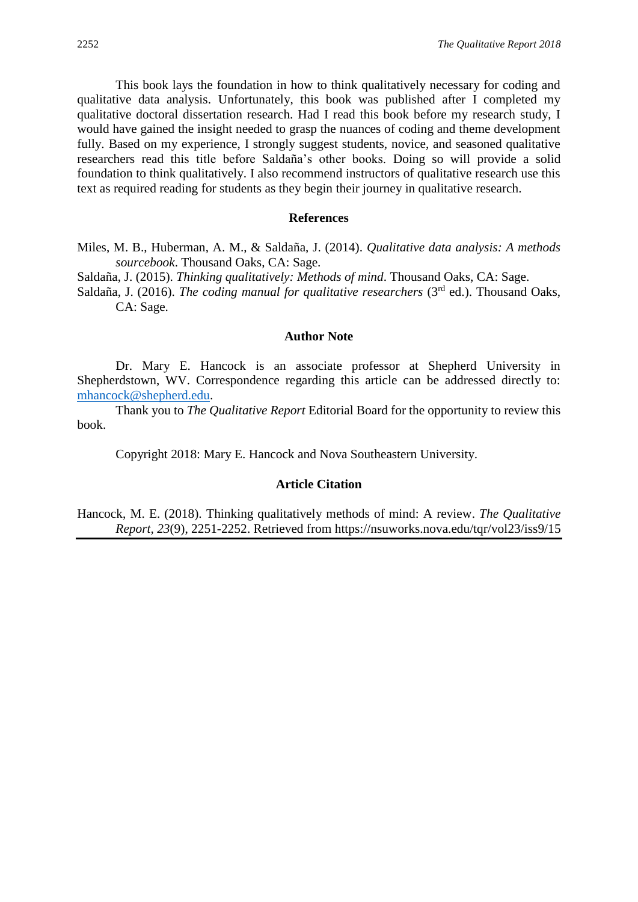This book lays the foundation in how to think qualitatively necessary for coding and qualitative data analysis. Unfortunately, this book was published after I completed my qualitative doctoral dissertation research. Had I read this book before my research study, I would have gained the insight needed to grasp the nuances of coding and theme development fully. Based on my experience, I strongly suggest students, novice, and seasoned qualitative researchers read this title before Saldaña's other books. Doing so will provide a solid foundation to think qualitatively. I also recommend instructors of qualitative research use this text as required reading for students as they begin their journey in qualitative research.

## References

Miles, M. B., Huberman, A. M., & Saldaña, J. (2014). *Qualitative data analysis: A methods sourcebook*. Thousand Oaks, CA: Sage.

Saldaña, J. (2015). *Thinking qualitatively: Methods of mind*. Thousand Oaks, CA: Sage.

Saldaña, J. (2016). *The coding manual for qualitative researchers* (3rd ed.). Thousand Oaks, CA: Sage.

## Author Note

Dr. Mary E. Hancock is an associate professor at Shepherd University in Shepherdstown, WV. Correspondence regarding this article can be addressed directly to: mhancock@shepherd.edu.

Thank you to *The Qualitative Report* Editorial Board for the opportunity to review this book.

Copyright 2018: Mary E. Hancock and Nova Southeastern University.

## Article Citation

Hancock, M. E. (2018). Thinking qualitatively methods of mind: A review. *The Qualitative Report, 23*(9), 2251-2252. Retrieved from https://nsuworks.nova.edu/tqr/vol23/iss9/15